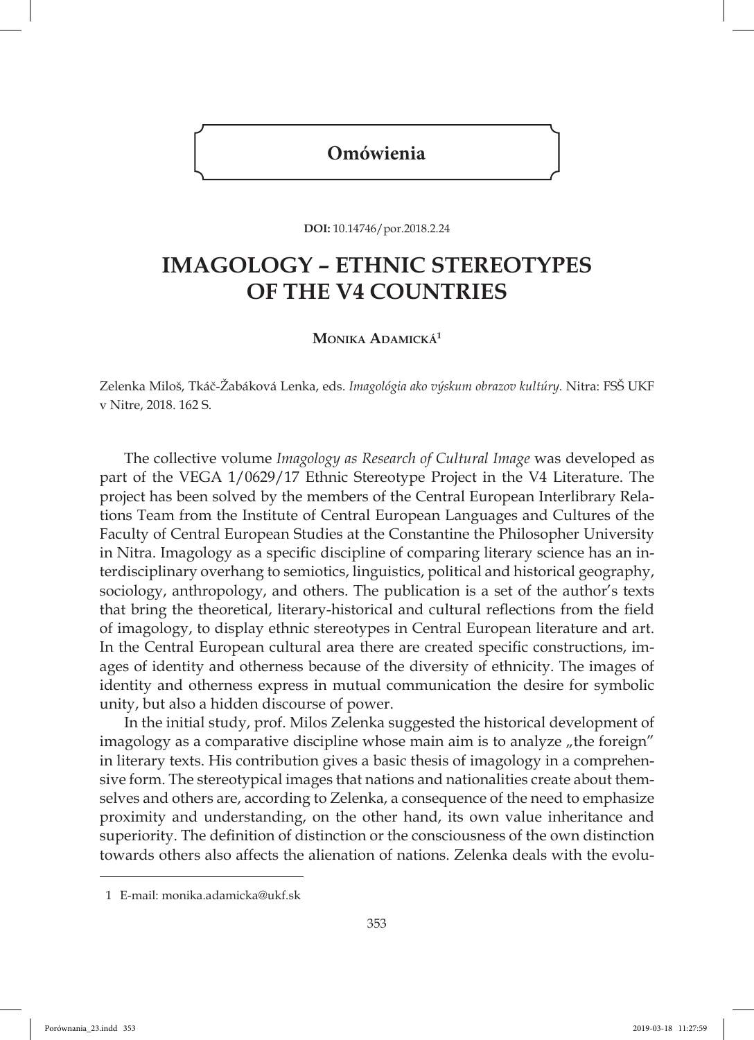**Omówienia**

**DOI:** 10.14746/por.2018.2.24

# IMAGOLOGY – ETHNIC STEREOTYPES OF THE V4 COUNTRIES

**Monika Adamická**[1]

Zelenka Miloš, Tkáč-Žabáková Lenka, eds. *Imagológia ako výskum obrazov kultúry*. Nitra: FSŠ UKF v Nitre, 2018. 162 S.

The collective volume *Imagology as Research of Cultural Image* was developed as part of the VEGA 1/0629/17 Ethnic Stereotype Project in the V4 Literature. The project has been solved by the members of the Central European Interlibrary Relations Team from the Institute of Central European Languages and Cultures of the Faculty of Central European Studies at the Constantine the Philosopher University in Nitra. Imagology as a specific discipline of comparing literary science has an interdisciplinary overhang to semiotics, linguistics, political and historical geography, sociology, anthropology, and others. The publication is a set of the author's texts that bring the theoretical, literary-historical and cultural reflections from the field of imagology, to display ethnic stereotypes in Central European literature and art. In the Central European cultural area there are created specific constructions, images of identity and otherness because of the diversity of ethnicity. The images of identity and otherness express in mutual communication the desire for symbolic unity, but also a hidden discourse of power.

In the initial study, prof. Milos Zelenka suggested the historical development of imagology as a comparative discipline whose main aim is to analyze „the foreign" in literary texts. His contribution gives a basic thesis of imagology in a comprehensive form. The stereotypical images that nations and nationalities create about themselves and others are, according to Zelenka, a consequence of the need to emphasize proximity and understanding, on the other hand, its own value inheritance and superiority. The definition of distinction or the consciousness of the own distinction towards others also affects the alienation of nations. Zelenka deals with the evolu-

---

1 E-mail: monika.adamicka@ukf.sk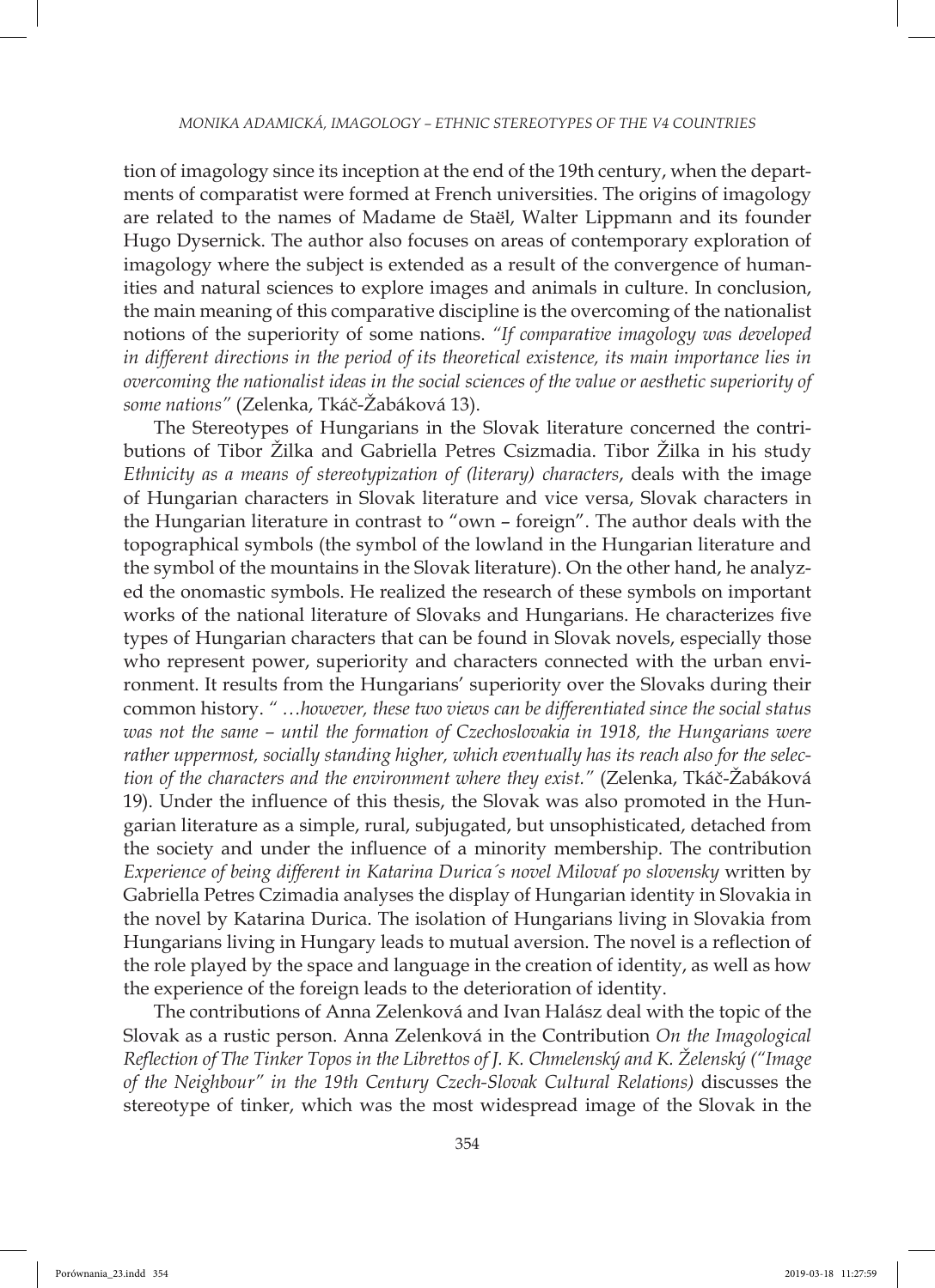tion of imagology since its inception at the end of the 19th century, when the departments of comparatist were formed at French universities. The origins of imagology are related to the names of Madame de Staël, Walter Lippmann and its founder Hugo Dysernick. The author also focuses on areas of contemporary exploration of imagology where the subject is extended as a result of the convergence of humanities and natural sciences to explore images and animals in culture. In conclusion, the main meaning of this comparative discipline is the overcoming of the nationalist notions of the superiority of some nations. *"If comparative imagology was developed in different directions in the period of its theoretical existence, its main importance lies in overcoming the nationalist ideas in the social sciences of the value or aesthetic superiority of some nations"* (Zelenka, Tkáč-Žabáková 13).

The Stereotypes of Hungarians in the Slovak literature concerned the contributions of Tibor Žilka and Gabriella Petres Csizmadia. Tibor Žilka in his study *Ethnicity as a means of stereotypization of (literary) characters*, deals with the image of Hungarian characters in Slovak literature and vice versa, Slovak characters in the Hungarian literature in contrast to "own – foreign". The author deals with the topographical symbols (the symbol of the lowland in the Hungarian literature and the symbol of the mountains in the Slovak literature). On the other hand, he analyzed the onomastic symbols. He realized the research of these symbols on important works of the national literature of Slovaks and Hungarians. He characterizes five types of Hungarian characters that can be found in Slovak novels, especially those who represent power, superiority and characters connected with the urban environment. It results from the Hungarians' superiority over the Slovaks during their common history. *" …however, these two views can be differentiated since the social status was not the same – until the formation of Czechoslovakia in 1918, the Hungarians were rather uppermost, socially standing higher, which eventually has its reach also for the selection of the characters and the environment where they exist."* (Zelenka, Tkáč-Žabáková 19). Under the influence of this thesis, the Slovak was also promoted in the Hungarian literature as a simple, rural, subjugated, but unsophisticated, detached from the society and under the influence of a minority membership. The contribution *Experience of being different in Katarina Durica´s novel Milovať po slovensky* written by Gabriella Petres Czimadia analyses the display of Hungarian identity in Slovakia in the novel by Katarina Durica. The isolation of Hungarians living in Slovakia from Hungarians living in Hungary leads to mutual aversion. The novel is a reflection of the role played by the space and language in the creation of identity, as well as how the experience of the foreign leads to the deterioration of identity.

The contributions of Anna Zelenková and Ivan Halász deal with the topic of the Slovak as a rustic person. Anna Zelenková in the Contribution *On the Imagological Reflection of The Tinker Topos in the Librettos of J. K. Chmelenský and K. Želenský ("Image of the Neighbour" in the 19th Century Czech-Slovak Cultural Relations)* discusses the stereotype of tinker, which was the most widespread image of the Slovak in the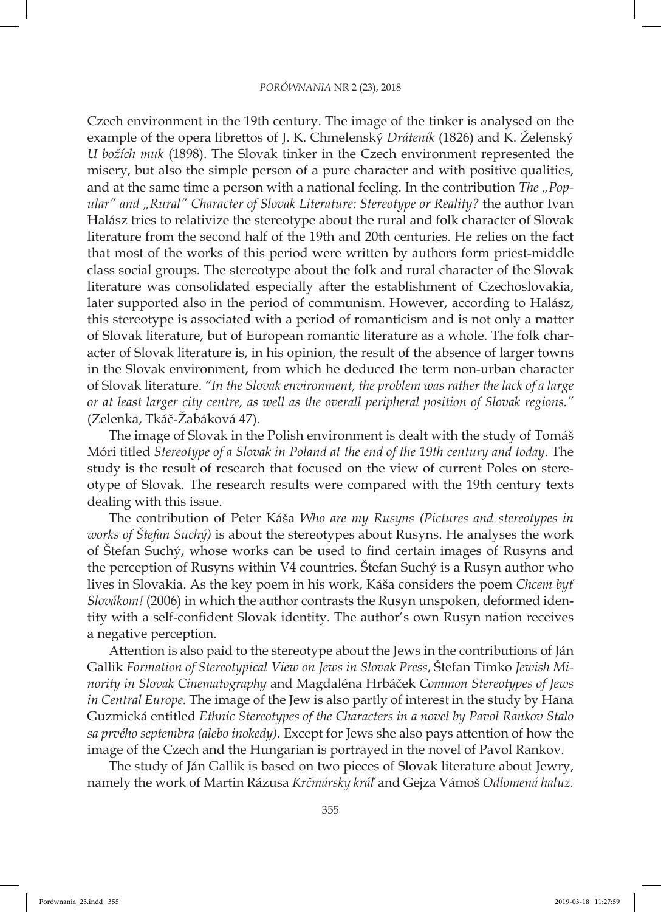Czech environment in the 19th century. The image of the tinker is analysed on the example of the opera librettos of J. K. Chmelenský *Dráteník* (1826) and K. Želenský *U božích muk* (1898). The Slovak tinker in the Czech environment represented the misery, but also the simple person of a pure character and with positive qualities, and at the same time a person with a national feeling. In the contribution *The „Popular" and „Rural" Character of Slovak Literature: Stereotype or Reality?* the author Ivan Halász tries to relativize the stereotype about the rural and folk character of Slovak literature from the second half of the 19th and 20th centuries. He relies on the fact that most of the works of this period were written by authors form priest-middle class social groups. The stereotype about the folk and rural character of the Slovak literature was consolidated especially after the establishment of Czechoslovakia, later supported also in the period of communism. However, according to Halász, this stereotype is associated with a period of romanticism and is not only a matter of Slovak literature, but of European romantic literature as a whole. The folk character of Slovak literature is, in his opinion, the result of the absence of larger towns in the Slovak environment, from which he deduced the term non-urban character of Slovak literature. *"In the Slovak environment, the problem was rather the lack of a large or at least larger city centre, as well as the overall peripheral position of Slovak regions."* (Zelenka, Tkáč-Žabáková 47).

The image of Slovak in the Polish environment is dealt with the study of Tomáš Móri titled *Stereotype of a Slovak in Poland at the end of the 19th century and today*. The study is the result of research that focused on the view of current Poles on stereotype of Slovak. The research results were compared with the 19th century texts dealing with this issue.

The contribution of Peter Káša *Who are my Rusyns (Pictures and stereotypes in works of Štefan Suchý)* is about the stereotypes about Rusyns. He analyses the work of Štefan Suchý, whose works can be used to find certain images of Rusyns and the perception of Rusyns within V4 countries. Štefan Suchý is a Rusyn author who lives in Slovakia. As the key poem in his work, Káša considers the poem *Chcem byť Slovákom!* (2006) in which the author contrasts the Rusyn unspoken, deformed identity with a self-confident Slovak identity. The author's own Rusyn nation receives a negative perception.

Attention is also paid to the stereotype about the Jews in the contributions of Ján Gallik *Formation of Stereotypical View on Jews in Slovak Press*, Štefan Timko *Jewish Minority in Slovak Cinematography* and Magdaléna Hrbáček *Common Stereotypes of Jews in Central Europe.* The image of the Jew is also partly of interest in the study by Hana Guzmická entitled *Ethnic Stereotypes of the Characters in a novel by Pavol Rankov Stalo sa prvého septembra (alebo inokedy).* Except for Jews she also pays attention of how the image of the Czech and the Hungarian is portrayed in the novel of Pavol Rankov.

The study of Ján Gallik is based on two pieces of Slovak literature about Jewry, namely the work of Martin Rázusa *Krčmársky kráľ* and Gejza Vámoš *Odlomená haluz.*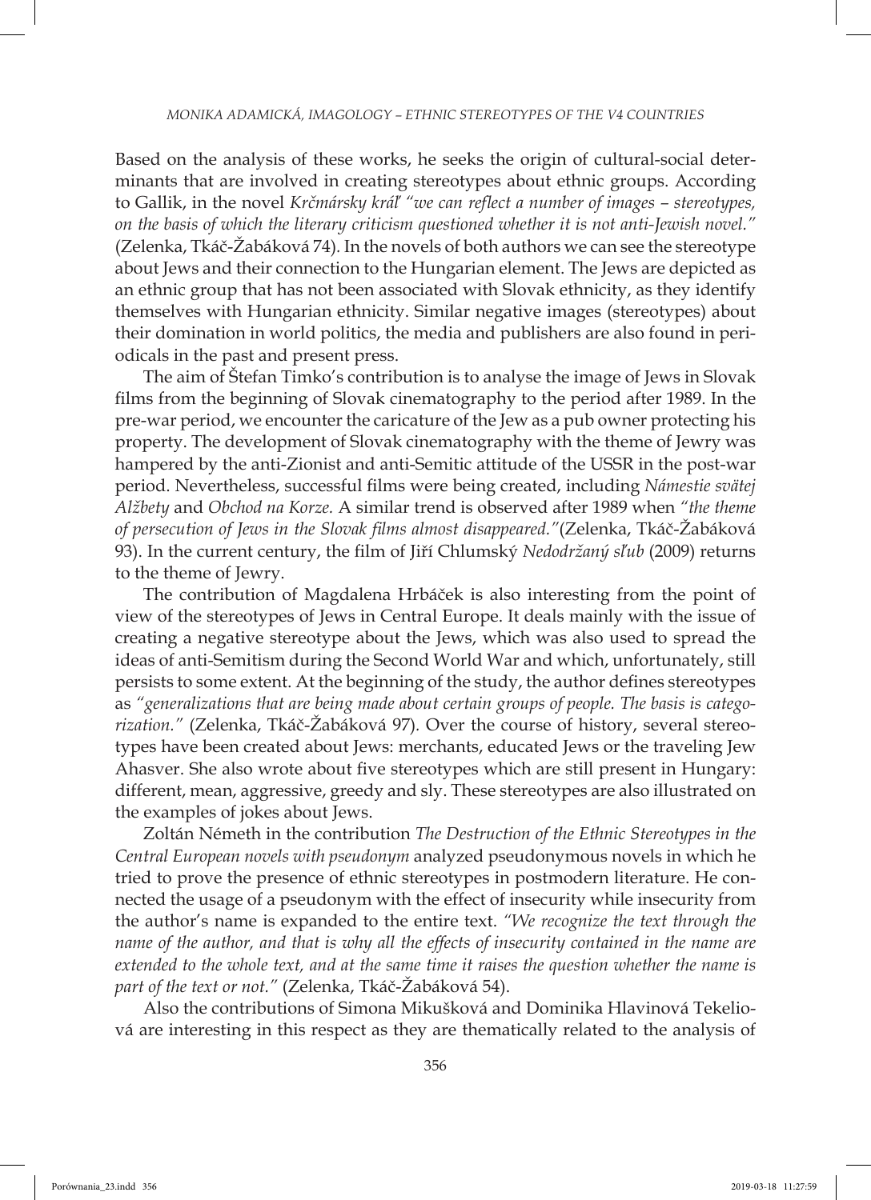Based on the analysis of these works, he seeks the origin of cultural-social determinants that are involved in creating stereotypes about ethnic groups. According to Gallik, in the novel *Krčmársky kráľ "we can reflect a number of images – stereotypes, on the basis of which the literary criticism questioned whether it is not anti-Jewish novel."* (Zelenka, Tkáč-Žabáková 74). In the novels of both authors we can see the stereotype about Jews and their connection to the Hungarian element. The Jews are depicted as an ethnic group that has not been associated with Slovak ethnicity, as they identify themselves with Hungarian ethnicity. Similar negative images (stereotypes) about their domination in world politics, the media and publishers are also found in periodicals in the past and present press.

The aim of Štefan Timko's contribution is to analyse the image of Jews in Slovak films from the beginning of Slovak cinematography to the period after 1989. In the pre-war period, we encounter the caricature of the Jew as a pub owner protecting his property. The development of Slovak cinematography with the theme of Jewry was hampered by the anti-Zionist and anti-Semitic attitude of the USSR in the post-war period. Nevertheless, successful films were being created, including *Námestie svätej Alžbety* and *Obchod na Korze.* A similar trend is observed after 1989 when *"the theme of persecution of Jews in the Slovak films almost disappeared."*(Zelenka, Tkáč-Žabáková 93). In the current century, the film of Jiří Chlumský *Nedodržaný sľub* (2009) returns to the theme of Jewry.

The contribution of Magdalena Hrbáček is also interesting from the point of view of the stereotypes of Jews in Central Europe. It deals mainly with the issue of creating a negative stereotype about the Jews, which was also used to spread the ideas of anti-Semitism during the Second World War and which, unfortunately, still persists to some extent. At the beginning of the study, the author defines stereotypes as *"generalizations that are being made about certain groups of people. The basis is categorization."* (Zelenka, Tkáč-Žabáková 97). Over the course of history, several stereotypes have been created about Jews: merchants, educated Jews or the traveling Jew Ahasver. She also wrote about five stereotypes which are still present in Hungary: different, mean, aggressive, greedy and sly. These stereotypes are also illustrated on the examples of jokes about Jews.

Zoltán Németh in the contribution *The Destruction of the Ethnic Stereotypes in the Central European novels with pseudonym* analyzed pseudonymous novels in which he tried to prove the presence of ethnic stereotypes in postmodern literature. He connected the usage of a pseudonym with the effect of insecurity while insecurity from the author's name is expanded to the entire text. *"We recognize the text through the name of the author, and that is why all the effects of insecurity contained in the name are extended to the whole text, and at the same time it raises the question whether the name is part of the text or not."* (Zelenka, Tkáč-Žabáková 54).

Also the contributions of Simona Mikušková and Dominika Hlavinová Tekeliová are interesting in this respect as they are thematically related to the analysis of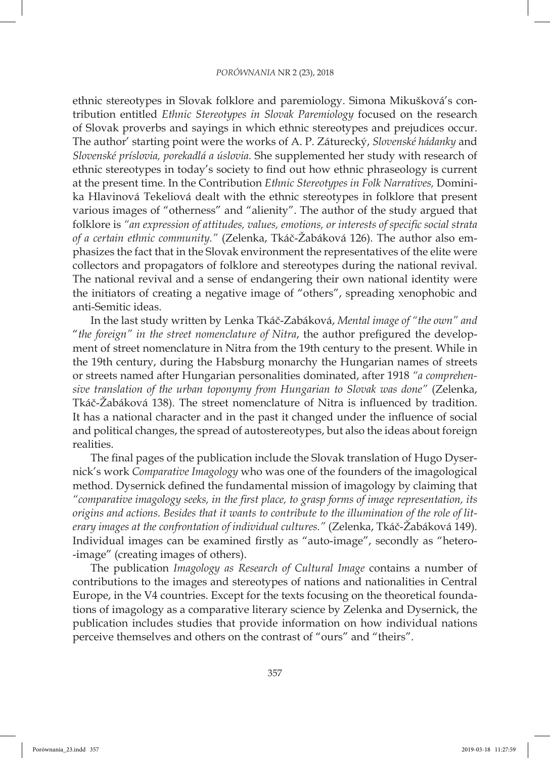ethnic stereotypes in Slovak folklore and paremiology. Simona Mikušková's contribution entitled *Ethnic Stereotypes in Slovak Paremiology* focused on the research of Slovak proverbs and sayings in which ethnic stereotypes and prejudices occur. The author' starting point were the works of A. P. Záturecký, *Slovenské hádanky* and *Slovenské príslovia, porekadlá a úslovia.* She supplemented her study with research of ethnic stereotypes in today's society to find out how ethnic phraseology is current at the present time. In the Contribution *Ethnic Stereotypes in Folk Narratives,* Dominika Hlavinová Tekeliová dealt with the ethnic stereotypes in folklore that present various images of "otherness" and "alienity". The author of the study argued that folklore is *"an expression of attitudes, values, emotions, or interests of specific social strata of a certain ethnic community."* (Zelenka, Tkáč-Žabáková 126). The author also emphasizes the fact that in the Slovak environment the representatives of the elite were collectors and propagators of folklore and stereotypes during the national revival. The national revival and a sense of endangering their own national identity were the initiators of creating a negative image of "others", spreading xenophobic and anti-Semitic ideas.

In the last study written by Lenka Tkáč-Zabáková, *Mental image of "the own" and "the foreign" in the street nomenclature of Nitra*, the author prefigured the development of street nomenclature in Nitra from the 19th century to the present. While in the 19th century, during the Habsburg monarchy the Hungarian names of streets or streets named after Hungarian personalities dominated, after 1918 *"a comprehensive translation of the urban toponymy from Hungarian to Slovak was done"* (Zelenka, Tkáč-Žabáková 138). The street nomenclature of Nitra is influenced by tradition. It has a national character and in the past it changed under the influence of social and political changes, the spread of autostereotypes, but also the ideas about foreign realities.

The final pages of the publication include the Slovak translation of Hugo Dyserinck's work *Comparative Imagology* who was one of the founders of the imagological method. Dyserinck defined the fundamental mission of imagology by claiming that *"comparative imagology seeks, in the first place, to grasp forms of image representation, its origins and actions. Besides that it wants to contribute to the illumination of the role of literary images at the confrontation of individual cultures."* (Zelenka, Tkáč-Žabáková 149). Individual images can be examined firstly as "auto-image", secondly as "hetero-image" (creating images of others).

The publication *Imagology as Research of Cultural Image* contains a number of contributions to the images and stereotypes of nations and nationalities in Central Europe, in the V4 countries. Except for the texts focusing on the theoretical foundations of imagology as a comparative literary science by Zelenka and Dyserinck, the publication includes studies that provide information on how individual nations perceive themselves and others on the contrast of "ours" and "theirs".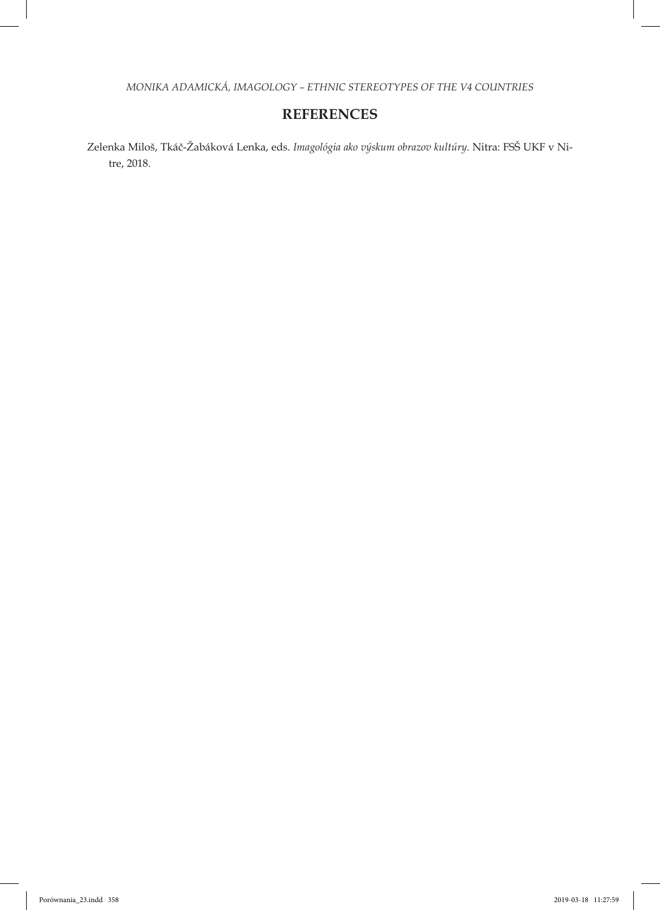## REFERENCES

Zelenka Miloš, Tkáč-Žabáková Lenka, eds. *Imagológia ako výskum obrazov kultúry*. Nitra: FSŠ UKF v Nitre, 2018.